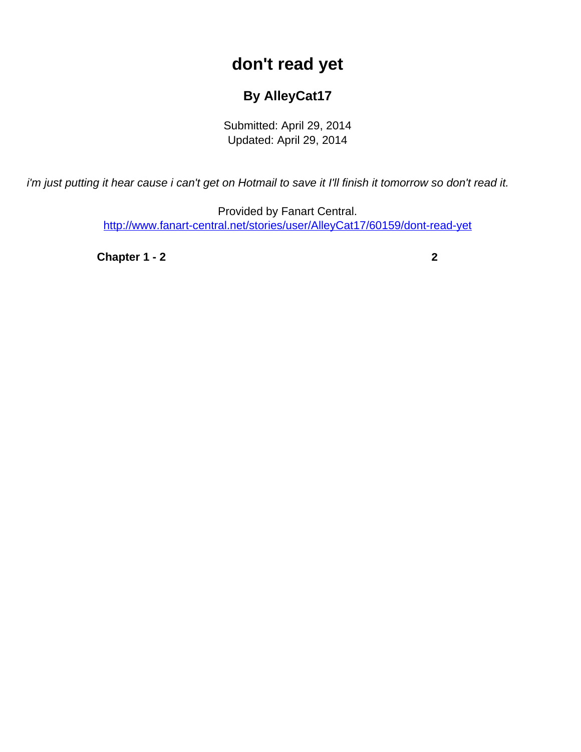# don't read yet

### By AlleyCat17

Submitted: April 29, 2014
Updated: April 29, 2014

*i'm just putting it hear cause i can't get on Hotmail to save it I'll finish it tomorrow so don't read it.*

Provided by Fanart Central.
http://www.fanart-central.net/stories/user/AlleyCat17/60159/dont-read-yet

| **Chapter 1 - 2** | **2** |
|---|---|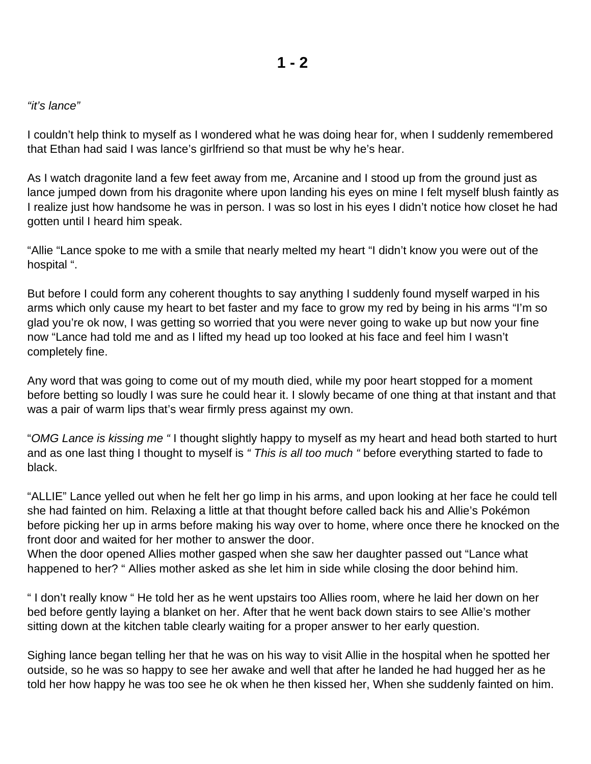# 1 - 2

*"it's lance"*

I couldn't help think to myself as I wondered what he was doing hear for, when I suddenly remembered that Ethan had said I was lance's girlfriend so that must be why he's hear.

As I watch dragonite land a few feet away from me, Arcanine and I stood up from the ground just as lance jumped down from his dragonite where upon landing his eyes on mine I felt myself blush faintly as I realize just how handsome he was in person. I was so lost in his eyes I didn't notice how closet he had gotten until I heard him speak.

"Allie "Lance spoke to me with a smile that nearly melted my heart "I didn't know you were out of the hospital ".

But before I could form any coherent thoughts to say anything I suddenly found myself warped in his arms which only cause my heart to bet faster and my face to grow my red by being in his arms "I'm so glad you're ok now, I was getting so worried that you were never going to wake up but now your fine now "Lance had told me and as I lifted my head up too looked at his face and feel him I wasn't completely fine.

Any word that was going to come out of my mouth died, while my poor heart stopped for a moment before betting so loudly I was sure he could hear it. I slowly became of one thing at that instant and that was a pair of warm lips that's wear firmly press against my own.

"*OMG Lance is kissing me "* I thought slightly happy to myself as my heart and head both started to hurt and as one last thing I thought to myself is *" This is all too much "* before everything started to fade to black.

"ALLIE" Lance yelled out when he felt her go limp in his arms, and upon looking at her face he could tell she had fainted on him. Relaxing a little at that thought before called back his and Allie's Pokémon before picking her up in arms before making his way over to home, where once there he knocked on the front door and waited for her mother to answer the door.
When the door opened Allies mother gasped when she saw her daughter passed out "Lance what happened to her? " Allies mother asked as she let him in side while closing the door behind him.

" I don't really know " He told her as he went upstairs too Allies room, where he laid her down on her bed before gently laying a blanket on her. After that he went back down stairs to see Allie's mother sitting down at the kitchen table clearly waiting for a proper answer to her early question.

Sighing lance began telling her that he was on his way to visit Allie in the hospital when he spotted her outside, so he was so happy to see her awake and well that after he landed he had hugged her as he told her how happy he was too see he ok when he then kissed her, When she suddenly fainted on him.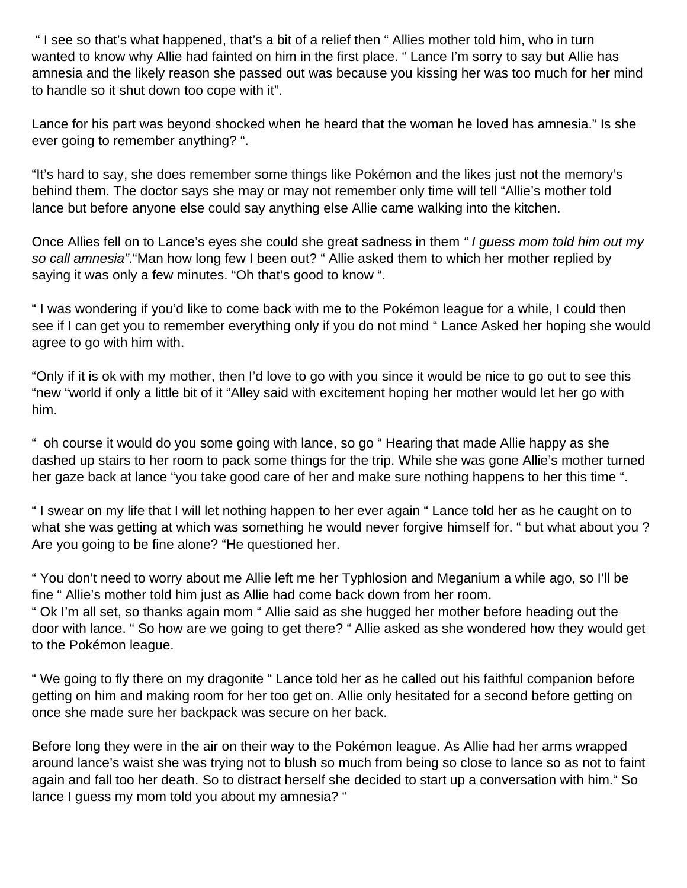" I see so that's what happened, that's a bit of a relief then " Allies mother told him, who in turn wanted to know why Allie had fainted on him in the first place. " Lance I'm sorry to say but Allie has amnesia and the likely reason she passed out was because you kissing her was too much for her mind to handle so it shut down too cope with it".

Lance for his part was beyond shocked when he heard that the woman he loved has amnesia." Is she ever going to remember anything? ".

"It's hard to say, she does remember some things like Pokémon and the likes just not the memory's behind them. The doctor says she may or may not remember only time will tell "Allie's mother told lance but before anyone else could say anything else Allie came walking into the kitchen.

Once Allies fell on to Lance's eyes she could she great sadness in them *" I guess mom told him out my so call amnesia"*."Man how long few I been out? " Allie asked them to which her mother replied by saying it was only a few minutes. "Oh that's good to know ".

" I was wondering if you'd like to come back with me to the Pokémon league for a while, I could then see if I can get you to remember everything only if you do not mind " Lance Asked her hoping she would agree to go with him with.

"Only if it is ok with my mother, then I'd love to go with you since it would be nice to go out to see this "new "world if only a little bit of it "Alley said with excitement hoping her mother would let her go with him.

" oh course it would do you some going with lance, so go " Hearing that made Allie happy as she dashed up stairs to her room to pack some things for the trip. While she was gone Allie's mother turned her gaze back at lance "you take good care of her and make sure nothing happens to her this time ".

" I swear on my life that I will let nothing happen to her ever again " Lance told her as he caught on to what she was getting at which was something he would never forgive himself for. " but what about you ? Are you going to be fine alone? "He questioned her.

" You don't need to worry about me Allie left me her Typhlosion and Meganium a while ago, so I'll be fine " Allie's mother told him just as Allie had come back down from her room.
" Ok I'm all set, so thanks again mom " Allie said as she hugged her mother before heading out the door with lance. " So how are we going to get there? " Allie asked as she wondered how they would get to the Pokémon league.

" We going to fly there on my dragonite " Lance told her as he called out his faithful companion before getting on him and making room for her too get on. Allie only hesitated for a second before getting on once she made sure her backpack was secure on her back.

Before long they were in the air on their way to the Pokémon league. As Allie had her arms wrapped around lance's waist she was trying not to blush so much from being so close to lance so as not to faint again and fall too her death. So to distract herself she decided to start up a conversation with him." So lance I guess my mom told you about my amnesia? "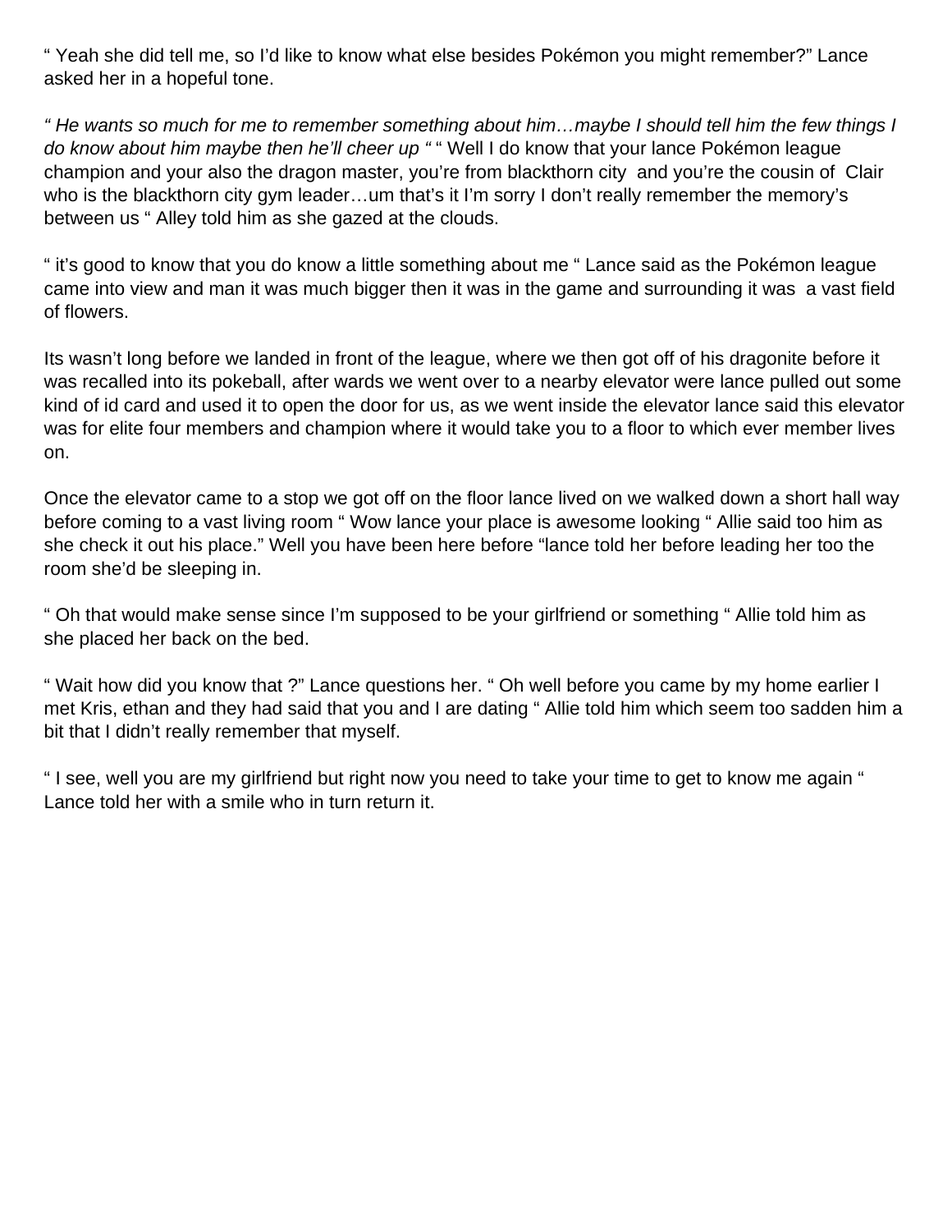" Yeah she did tell me, so I'd like to know what else besides Pokémon you might remember?" Lance asked her in a hopeful tone.

*" He wants so much for me to remember something about him…maybe I should tell him the few things I do know about him maybe then he'll cheer up "* " Well I do know that your lance Pokémon league champion and your also the dragon master, you're from blackthorn city and you're the cousin of Clair who is the blackthorn city gym leader…um that's it I'm sorry I don't really remember the memory's between us " Alley told him as she gazed at the clouds.

" it's good to know that you do know a little something about me " Lance said as the Pokémon league came into view and man it was much bigger then it was in the game and surrounding it was a vast field of flowers.

Its wasn't long before we landed in front of the league, where we then got off of his dragonite before it was recalled into its pokeball, after wards we went over to a nearby elevator were lance pulled out some kind of id card and used it to open the door for us, as we went inside the elevator lance said this elevator was for elite four members and champion where it would take you to a floor to which ever member lives on.

Once the elevator came to a stop we got off on the floor lance lived on we walked down a short hall way before coming to a vast living room " Wow lance your place is awesome looking " Allie said too him as she check it out his place." Well you have been here before "lance told her before leading her too the room she'd be sleeping in.

" Oh that would make sense since I'm supposed to be your girlfriend or something " Allie told him as she placed her back on the bed.

" Wait how did you know that ?" Lance questions her. " Oh well before you came by my home earlier I met Kris, ethan and they had said that you and I are dating " Allie told him which seem too sadden him a bit that I didn't really remember that myself.

" I see, well you are my girlfriend but right now you need to take your time to get to know me again " Lance told her with a smile who in turn return it.